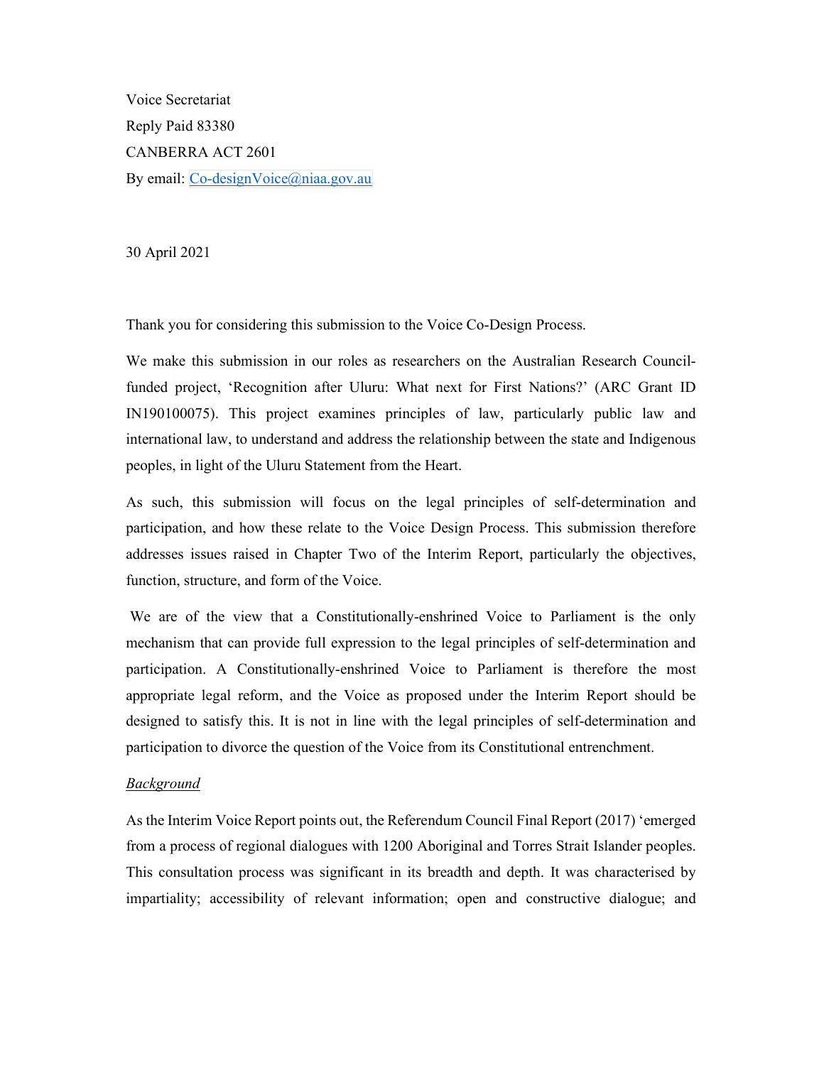Voice Secretariat

Reply Paid 83380

CANBERRA ACT 2601

By email: Co-designVoice@niaa.gov.au

30 April 2021

Thank you for considering this submission to the Voice Co-Design Process.

We make this submission in our roles as researchers on the Australian Research Council-funded project, 'Recognition after Uluru: What next for First Nations?' (ARC Grant ID IN190100075). This project examines principles of law, particularly public law and international law, to understand and address the relationship between the state and Indigenous peoples, in light of the Uluru Statement from the Heart.

As such, this submission will focus on the legal principles of self-determination and participation, and how these relate to the Voice Design Process. This submission therefore addresses issues raised in Chapter Two of the Interim Report, particularly the objectives, function, structure, and form of the Voice.

We are of the view that a Constitutionally-enshrined Voice to Parliament is the only mechanism that can provide full expression to the legal principles of self-determination and participation. A Constitutionally-enshrined Voice to Parliament is therefore the most appropriate legal reform, and the Voice as proposed under the Interim Report should be designed to satisfy this. It is not in line with the legal principles of self-determination and participation to divorce the question of the Voice from its Constitutional entrenchment.

*<u>Background</u>*

As the Interim Voice Report points out, the Referendum Council Final Report (2017) 'emerged from a process of regional dialogues with 1200 Aboriginal and Torres Strait Islander peoples. This consultation process was significant in its breadth and depth. It was characterised by impartiality; accessibility of relevant information; open and constructive dialogue; and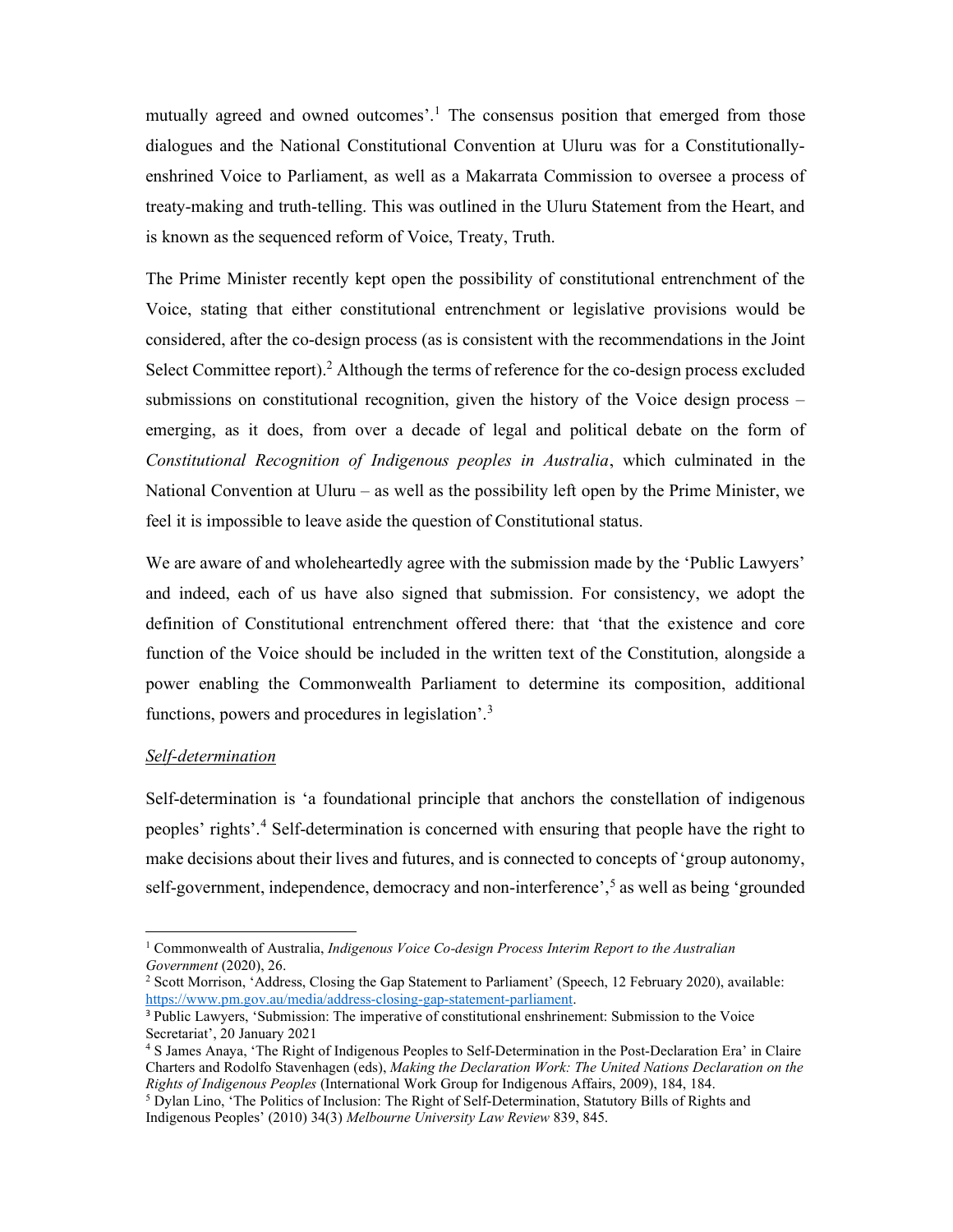mutually agreed and owned outcomes'.[1] The consensus position that emerged from those dialogues and the National Constitutional Convention at Uluru was for a Constitutionally-enshrined Voice to Parliament, as well as a Makarrata Commission to oversee a process of treaty-making and truth-telling. This was outlined in the Uluru Statement from the Heart, and is known as the sequenced reform of Voice, Treaty, Truth.

The Prime Minister recently kept open the possibility of constitutional entrenchment of the Voice, stating that either constitutional entrenchment or legislative provisions would be considered, after the co-design process (as is consistent with the recommendations in the Joint Select Committee report).[2] Although the terms of reference for the co-design process excluded submissions on constitutional recognition, given the history of the Voice design process – emerging, as it does, from over a decade of legal and political debate on the form of *Constitutional Recognition of Indigenous peoples in Australia*, which culminated in the National Convention at Uluru – as well as the possibility left open by the Prime Minister, we feel it is impossible to leave aside the question of Constitutional status.

We are aware of and wholeheartedly agree with the submission made by the 'Public Lawyers' and indeed, each of us have also signed that submission. For consistency, we adopt the definition of Constitutional entrenchment offered there: that 'that the existence and core function of the Voice should be included in the written text of the Constitution, alongside a power enabling the Commonwealth Parliament to determine its composition, additional functions, powers and procedures in legislation'.[3]

## *Self-determination*

Self-determination is 'a foundational principle that anchors the constellation of indigenous peoples' rights'.[4] Self-determination is concerned with ensuring that people have the right to make decisions about their lives and futures, and is connected to concepts of 'group autonomy, self-government, independence, democracy and non-interference',[5] as well as being 'grounded

---

[1] Commonwealth of Australia, *Indigenous Voice Co-design Process Interim Report to the Australian Government* (2020), 26.

[2] Scott Morrison, 'Address, Closing the Gap Statement to Parliament' (Speech, 12 February 2020), available: https://www.pm.gov.au/media/address-closing-gap-statement-parliament.

[3] Public Lawyers, 'Submission: The imperative of constitutional enshrinement: Submission to the Voice Secretariat', 20 January 2021

[4] S James Anaya, 'The Right of Indigenous Peoples to Self-Determination in the Post-Declaration Era' in Claire Charters and Rodolfo Stavenhagen (eds), *Making the Declaration Work: The United Nations Declaration on the Rights of Indigenous Peoples* (International Work Group for Indigenous Affairs, 2009), 184, 184.

[5] Dylan Lino, 'The Politics of Inclusion: The Right of Self-Determination, Statutory Bills of Rights and Indigenous Peoples' (2010) 34(3) *Melbourne University Law Review* 839, 845.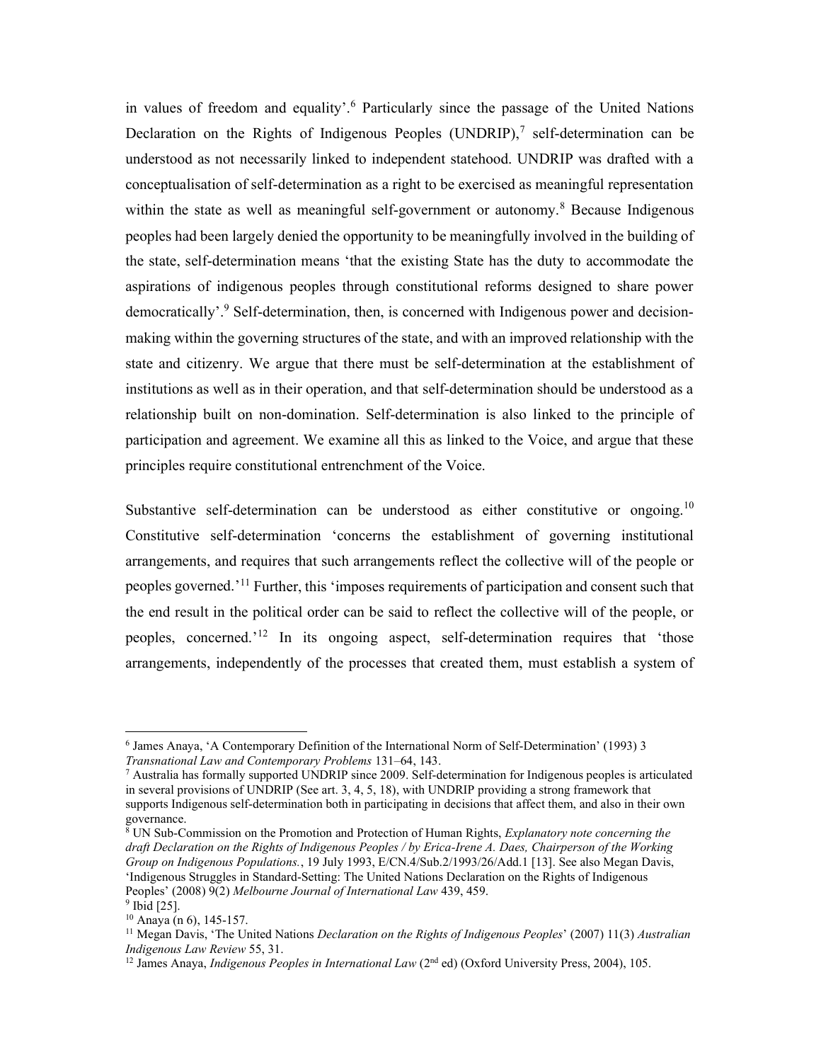in values of freedom and equality'.[6] Particularly since the passage of the United Nations Declaration on the Rights of Indigenous Peoples (UNDRIP),[7] self-determination can be understood as not necessarily linked to independent statehood. UNDRIP was drafted with a conceptualisation of self-determination as a right to be exercised as meaningful representation within the state as well as meaningful self-government or autonomy.[8] Because Indigenous peoples had been largely denied the opportunity to be meaningfully involved in the building of the state, self-determination means 'that the existing State has the duty to accommodate the aspirations of indigenous peoples through constitutional reforms designed to share power democratically'.[9] Self-determination, then, is concerned with Indigenous power and decision-making within the governing structures of the state, and with an improved relationship with the state and citizenry. We argue that there must be self-determination at the establishment of institutions as well as in their operation, and that self-determination should be understood as a relationship built on non-domination. Self-determination is also linked to the principle of participation and agreement. We examine all this as linked to the Voice, and argue that these principles require constitutional entrenchment of the Voice.

Substantive self-determination can be understood as either constitutive or ongoing.[10] Constitutive self-determination 'concerns the establishment of governing institutional arrangements, and requires that such arrangements reflect the collective will of the people or peoples governed.'[11] Further, this 'imposes requirements of participation and consent such that the end result in the political order can be said to reflect the collective will of the people, or peoples, concerned.'[12] In its ongoing aspect, self-determination requires that 'those arrangements, independently of the processes that created them, must establish a system of

---

[6] James Anaya, 'A Contemporary Definition of the International Norm of Self-Determination' (1993) 3 *Transnational Law and Contemporary Problems* 131–64, 143.

[7] Australia has formally supported UNDRIP since 2009. Self-determination for Indigenous peoples is articulated in several provisions of UNDRIP (See art. 3, 4, 5, 18), with UNDRIP providing a strong framework that supports Indigenous self-determination both in participating in decisions that affect them, and also in their own governance.

[8] UN Sub-Commission on the Promotion and Protection of Human Rights, *Explanatory note concerning the draft Declaration on the Rights of Indigenous Peoples / by Erica-Irene A. Daes, Chairperson of the Working Group on Indigenous Populations.*, 19 July 1993, E/CN.4/Sub.2/1993/26/Add.1 [13]. See also Megan Davis, 'Indigenous Struggles in Standard-Setting: The United Nations Declaration on the Rights of Indigenous Peoples' (2008) 9(2) *Melbourne Journal of International Law* 439, 459.

[9] Ibid [25].

[10] Anaya (n 6), 145-157.

[11] Megan Davis, 'The United Nations *Declaration on the Rights of Indigenous Peoples*' (2007) 11(3) *Australian Indigenous Law Review* 55, 31.

[12] James Anaya, *Indigenous Peoples in International Law* (2nd ed) (Oxford University Press, 2004), 105.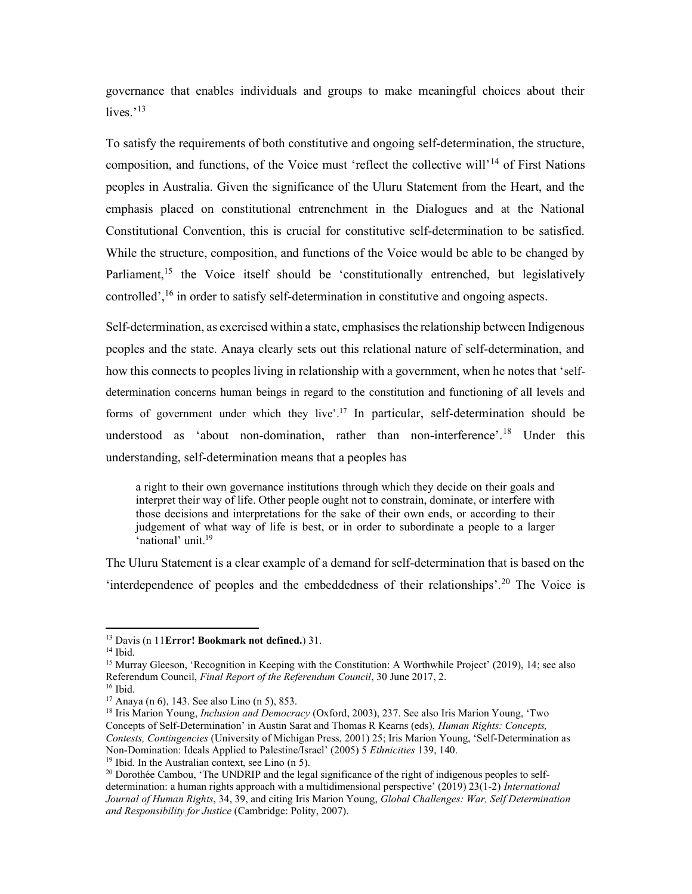governance that enables individuals and groups to make meaningful choices about their lives.'[13]

To satisfy the requirements of both constitutive and ongoing self-determination, the structure, composition, and functions, of the Voice must 'reflect the collective will'[14] of First Nations peoples in Australia. Given the significance of the Uluru Statement from the Heart, and the emphasis placed on constitutional entrenchment in the Dialogues and at the National Constitutional Convention, this is crucial for constitutive self-determination to be satisfied. While the structure, composition, and functions of the Voice would be able to be changed by Parliament,[15] the Voice itself should be 'constitutionally entrenched, but legislatively controlled',[16] in order to satisfy self-determination in constitutive and ongoing aspects.

Self-determination, as exercised within a state, emphasises the relationship between Indigenous peoples and the state. Anaya clearly sets out this relational nature of self-determination, and how this connects to peoples living in relationship with a government, when he notes that 'self-determination concerns human beings in regard to the constitution and functioning of all levels and forms of government under which they live'.[17] In particular, self-determination should be understood as 'about non-domination, rather than non-interference'.[18] Under this understanding, self-determination means that a peoples has

> a right to their own governance institutions through which they decide on their goals and interpret their way of life. Other people ought not to constrain, dominate, or interfere with those decisions and interpretations for the sake of their own ends, or according to their judgement of what way of life is best, or in order to subordinate a people to a larger 'national' unit.[19]

The Uluru Statement is a clear example of a demand for self-determination that is based on the 'interdependence of peoples and the embeddedness of their relationships'.[20] The Voice is

---

[13] Davis (n 11**Error! Bookmark not defined.**) 31.

[14] Ibid.

[15] Murray Gleeson, 'Recognition in Keeping with the Constitution: A Worthwhile Project' (2019), 14; see also Referendum Council, *Final Report of the Referendum Council*, 30 June 2017, 2.

[16] Ibid.

[17] Anaya (n 6), 143. See also Lino (n 5), 853.

[18] Iris Marion Young, *Inclusion and Democracy* (Oxford, 2003), 237. See also Iris Marion Young, 'Two Concepts of Self-Determination' in Austin Sarat and Thomas R Kearns (eds), *Human Rights: Concepts, Contests, Contingencies* (University of Michigan Press, 2001) 25; Iris Marion Young, 'Self-Determination as Non-Domination: Ideals Applied to Palestine/Israel' (2005) 5 *Ethnicities* 139, 140.

[19] Ibid. In the Australian context, see Lino (n 5).

[20] Dorothée Cambou, 'The UNDRIP and the legal significance of the right of indigenous peoples to self-determination: a human rights approach with a multidimensional perspective' (2019) 23(1-2) *International Journal of Human Rights*, 34, 39, and citing Iris Marion Young, *Global Challenges: War, Self Determination and Responsibility for Justice* (Cambridge: Polity, 2007).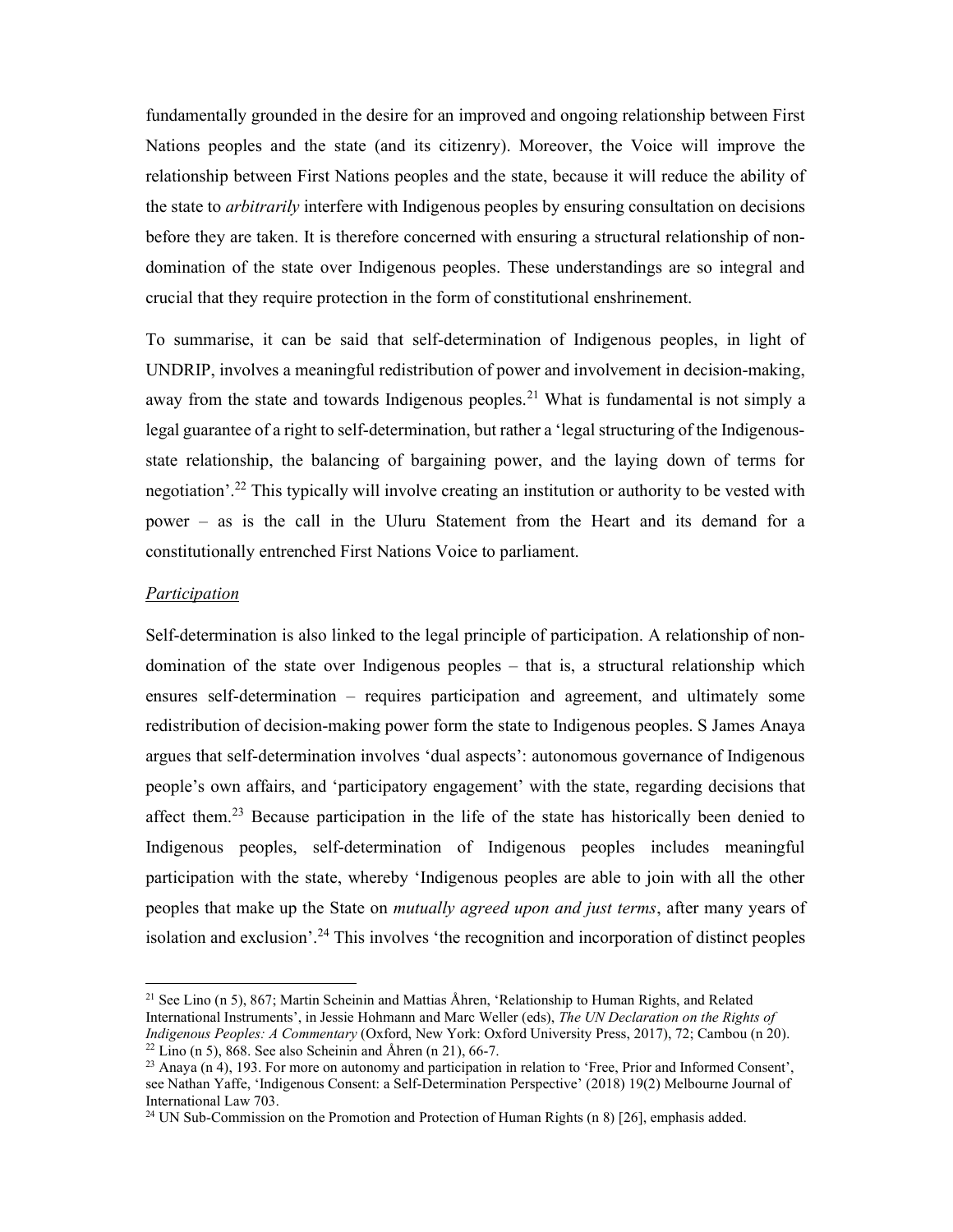fundamentally grounded in the desire for an improved and ongoing relationship between First Nations peoples and the state (and its citizenry). Moreover, the Voice will improve the relationship between First Nations peoples and the state, because it will reduce the ability of the state to *arbitrarily* interfere with Indigenous peoples by ensuring consultation on decisions before they are taken. It is therefore concerned with ensuring a structural relationship of non-domination of the state over Indigenous peoples. These understandings are so integral and crucial that they require protection in the form of constitutional enshrinement.

To summarise, it can be said that self-determination of Indigenous peoples, in light of UNDRIP, involves a meaningful redistribution of power and involvement in decision-making, away from the state and towards Indigenous peoples.[21] What is fundamental is not simply a legal guarantee of a right to self-determination, but rather a 'legal structuring of the Indigenous-state relationship, the balancing of bargaining power, and the laying down of terms for negotiation'.[22] This typically will involve creating an institution or authority to be vested with power – as is the call in the Uluru Statement from the Heart and its demand for a constitutionally entrenched First Nations Voice to parliament.

### *Participation*

Self-determination is also linked to the legal principle of participation. A relationship of non-domination of the state over Indigenous peoples – that is, a structural relationship which ensures self-determination – requires participation and agreement, and ultimately some redistribution of decision-making power form the state to Indigenous peoples. S James Anaya argues that self-determination involves 'dual aspects': autonomous governance of Indigenous people's own affairs, and 'participatory engagement' with the state, regarding decisions that affect them.[23] Because participation in the life of the state has historically been denied to Indigenous peoples, self-determination of Indigenous peoples includes meaningful participation with the state, whereby 'Indigenous peoples are able to join with all the other peoples that make up the State on *mutually agreed upon and just terms*, after many years of isolation and exclusion'.[24] This involves 'the recognition and incorporation of distinct peoples

---

[21] See Lino (n 5), 867; Martin Scheinin and Mattias Åhren, 'Relationship to Human Rights, and Related International Instruments', in Jessie Hohmann and Marc Weller (eds), *The UN Declaration on the Rights of Indigenous Peoples: A Commentary* (Oxford, New York: Oxford University Press, 2017), 72; Cambou (n 20).

[22] Lino (n 5), 868. See also Scheinin and Åhren (n 21), 66-7.

[23] Anaya (n 4), 193. For more on autonomy and participation in relation to 'Free, Prior and Informed Consent', see Nathan Yaffe, 'Indigenous Consent: a Self-Determination Perspective' (2018) 19(2) Melbourne Journal of International Law 703.

[24] UN Sub-Commission on the Promotion and Protection of Human Rights (n 8) [26], emphasis added.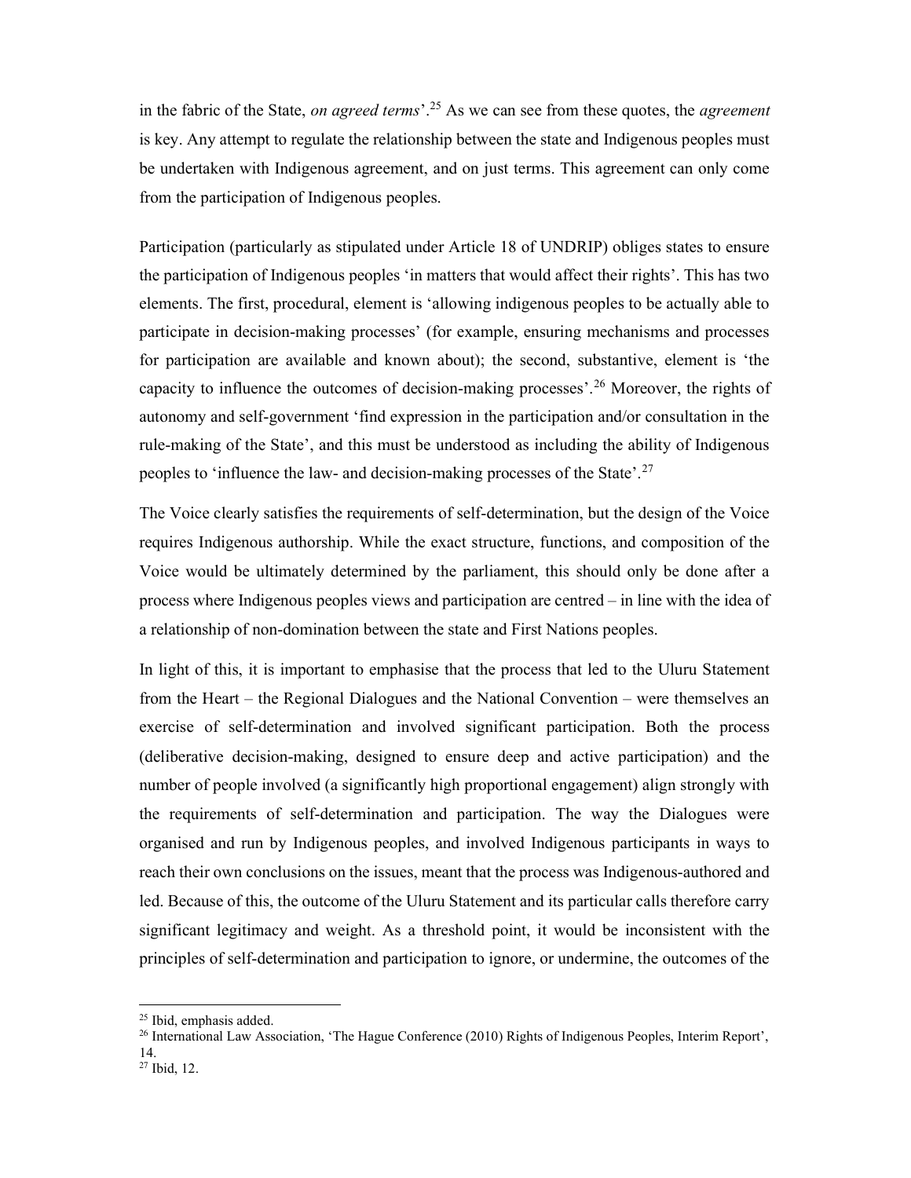in the fabric of the State, *on agreed terms*'.[25] As we can see from these quotes, the *agreement* is key. Any attempt to regulate the relationship between the state and Indigenous peoples must be undertaken with Indigenous agreement, and on just terms. This agreement can only come from the participation of Indigenous peoples.

Participation (particularly as stipulated under Article 18 of UNDRIP) obliges states to ensure the participation of Indigenous peoples 'in matters that would affect their rights'. This has two elements. The first, procedural, element is 'allowing indigenous peoples to be actually able to participate in decision-making processes' (for example, ensuring mechanisms and processes for participation are available and known about); the second, substantive, element is 'the capacity to influence the outcomes of decision-making processes'.[26] Moreover, the rights of autonomy and self-government 'find expression in the participation and/or consultation in the rule-making of the State', and this must be understood as including the ability of Indigenous peoples to 'influence the law- and decision-making processes of the State'.[27]

The Voice clearly satisfies the requirements of self-determination, but the design of the Voice requires Indigenous authorship. While the exact structure, functions, and composition of the Voice would be ultimately determined by the parliament, this should only be done after a process where Indigenous peoples views and participation are centred – in line with the idea of a relationship of non-domination between the state and First Nations peoples.

In light of this, it is important to emphasise that the process that led to the Uluru Statement from the Heart – the Regional Dialogues and the National Convention – were themselves an exercise of self-determination and involved significant participation. Both the process (deliberative decision-making, designed to ensure deep and active participation) and the number of people involved (a significantly high proportional engagement) align strongly with the requirements of self-determination and participation. The way the Dialogues were organised and run by Indigenous peoples, and involved Indigenous participants in ways to reach their own conclusions on the issues, meant that the process was Indigenous-authored and led. Because of this, the outcome of the Uluru Statement and its particular calls therefore carry significant legitimacy and weight. As a threshold point, it would be inconsistent with the principles of self-determination and participation to ignore, or undermine, the outcomes of the

---

[25] Ibid, emphasis added.

[26] International Law Association, 'The Hague Conference (2010) Rights of Indigenous Peoples, Interim Report', 14.

[27] Ibid, 12.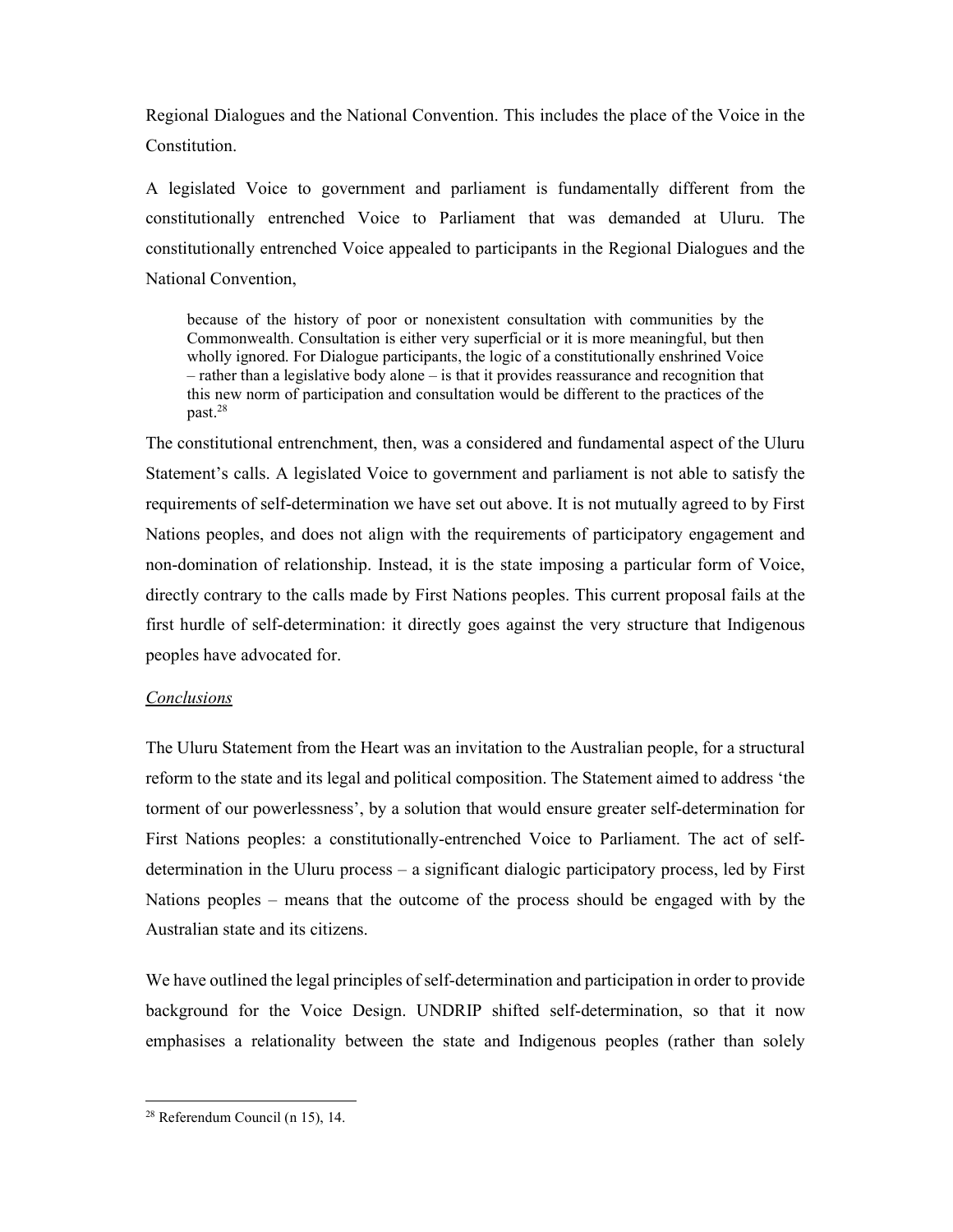Regional Dialogues and the National Convention. This includes the place of the Voice in the Constitution.

A legislated Voice to government and parliament is fundamentally different from the constitutionally entrenched Voice to Parliament that was demanded at Uluru. The constitutionally entrenched Voice appealed to participants in the Regional Dialogues and the National Convention,

> because of the history of poor or nonexistent consultation with communities by the Commonwealth. Consultation is either very superficial or it is more meaningful, but then wholly ignored. For Dialogue participants, the logic of a constitutionally enshrined Voice – rather than a legislative body alone – is that it provides reassurance and recognition that this new norm of participation and consultation would be different to the practices of the past.[28]

The constitutional entrenchment, then, was a considered and fundamental aspect of the Uluru Statement's calls. A legislated Voice to government and parliament is not able to satisfy the requirements of self-determination we have set out above. It is not mutually agreed to by First Nations peoples, and does not align with the requirements of participatory engagement and non-domination of relationship. Instead, it is the state imposing a particular form of Voice, directly contrary to the calls made by First Nations peoples. This current proposal fails at the first hurdle of self-determination: it directly goes against the very structure that Indigenous peoples have advocated for.

*Conclusions*

The Uluru Statement from the Heart was an invitation to the Australian people, for a structural reform to the state and its legal and political composition. The Statement aimed to address 'the torment of our powerlessness', by a solution that would ensure greater self-determination for First Nations peoples: a constitutionally-entrenched Voice to Parliament. The act of self-determination in the Uluru process – a significant dialogic participatory process, led by First Nations peoples – means that the outcome of the process should be engaged with by the Australian state and its citizens.

We have outlined the legal principles of self-determination and participation in order to provide background for the Voice Design. UNDRIP shifted self-determination, so that it now emphasises a relationality between the state and Indigenous peoples (rather than solely

---

[28] Referendum Council (n 15), 14.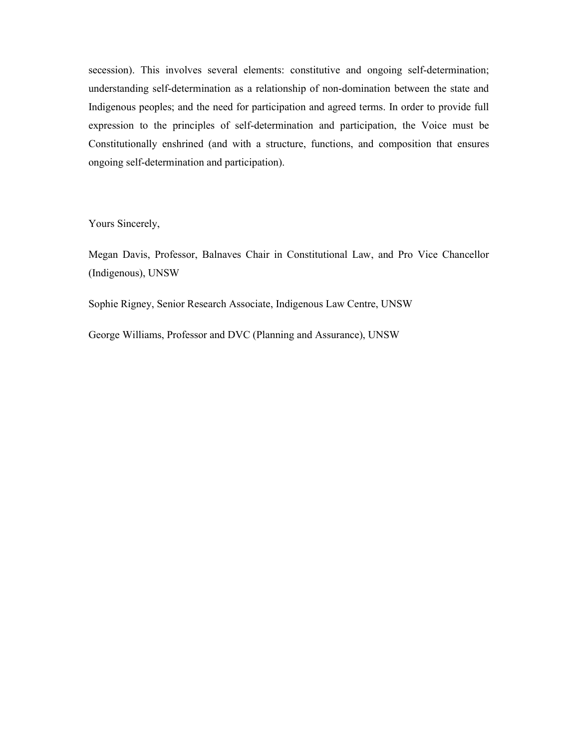secession). This involves several elements: constitutive and ongoing self-determination; understanding self-determination as a relationship of non-domination between the state and Indigenous peoples; and the need for participation and agreed terms. In order to provide full expression to the principles of self-determination and participation, the Voice must be Constitutionally enshrined (and with a structure, functions, and composition that ensures ongoing self-determination and participation).

Yours Sincerely,

Megan Davis, Professor, Balnaves Chair in Constitutional Law, and Pro Vice Chancellor (Indigenous), UNSW

Sophie Rigney, Senior Research Associate, Indigenous Law Centre, UNSW

George Williams, Professor and DVC (Planning and Assurance), UNSW